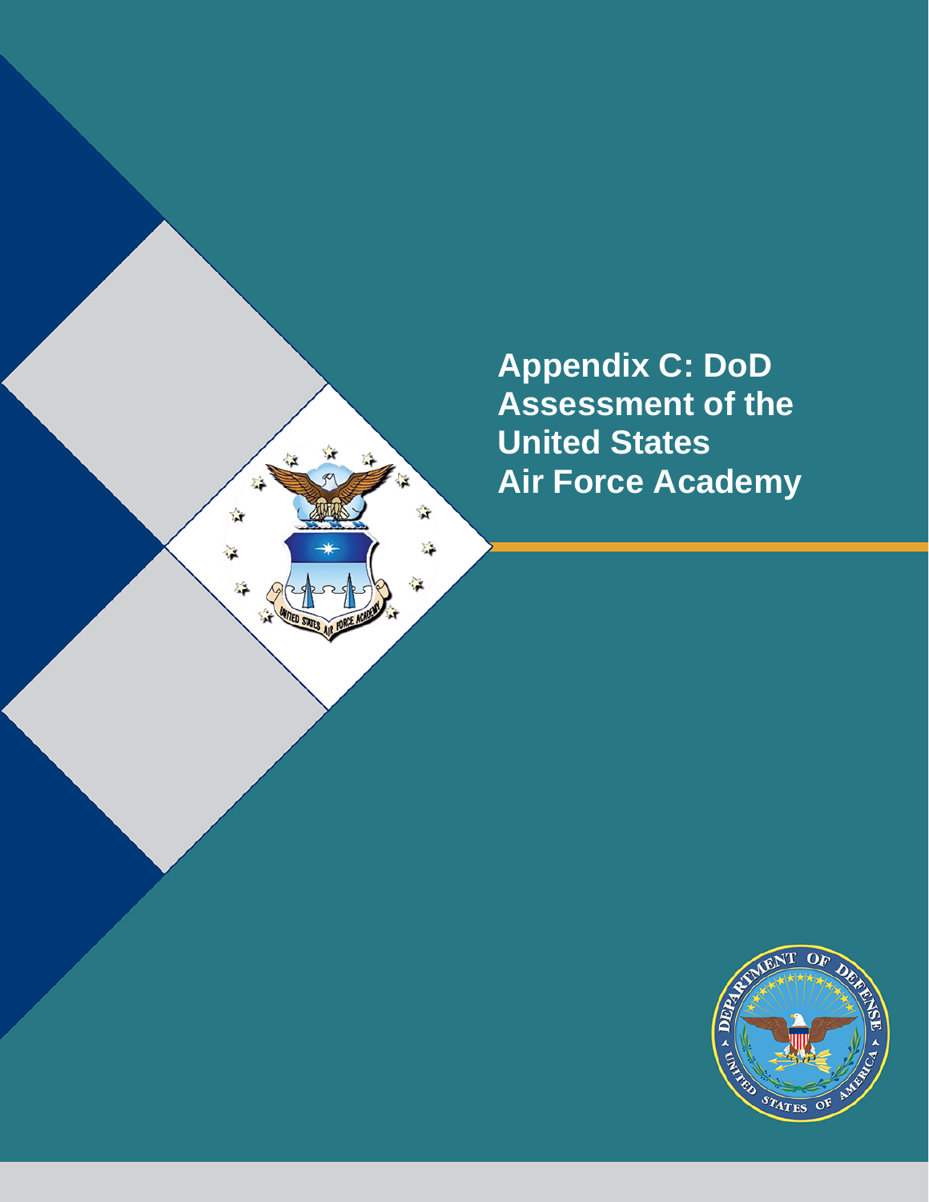# Appendix C: DoD Assessment of the United States Air Force Academy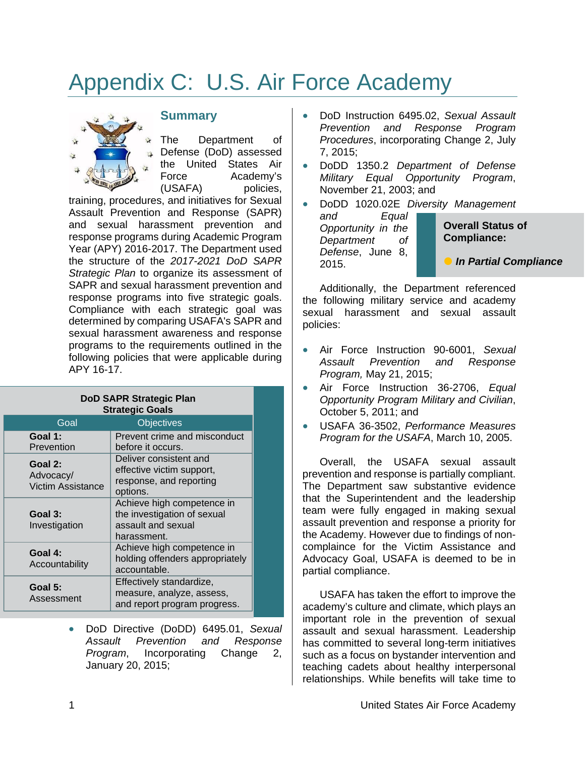# Appendix C: U.S. Air Force Academy

## Summary

The Department of Defense (DoD) assessed the United States Air Force Academy's (USAFA) policies, training, procedures, and initiatives for Sexual Assault Prevention and Response (SAPR) and sexual harassment prevention and response programs during Academic Program Year (APY) 2016-2017. The Department used the structure of the *2017-2021 DoD SAPR Strategic Plan* to organize its assessment of SAPR and sexual harassment prevention and response programs into five strategic goals. Compliance with each strategic goal was determined by comparing USAFA's SAPR and sexual harassment awareness and response programs to the requirements outlined in the following policies that were applicable during APY 16-17.

**DoD SAPR Strategic Plan Strategic Goals**

| Goal | Objectives |
|---|---|
| **Goal 1:** Prevention | Prevent crime and misconduct before it occurs. |
| **Goal 2:** Advocacy/ Victim Assistance | Deliver consistent and effective victim support, response, and reporting options. |
| **Goal 3:** Investigation | Achieve high competence in the investigation of sexual assault and sexual harassment. |
| **Goal 4:** Accountability | Achieve high competence in holding offenders appropriately accountable. |
| **Goal 5:** Assessment | Effectively standardize, measure, analyze, assess, and report program progress. |

- DoD Directive (DoDD) 6495.01, *Sexual Assault Prevention and Response Program*, Incorporating Change 2, January 20, 2015;
- DoD Instruction 6495.02, *Sexual Assault Prevention and Response Program Procedures*, incorporating Change 2, July 7, 2015;
- DoDD 1350.2 *Department of Defense Military Equal Opportunity Program*, November 21, 2003; and
- DoDD 1020.02E *Diversity Management and Equal Opportunity in the Department of Defense*, June 8, 2015.

**Overall Status of Compliance:**

***In Partial Compliance***

Additionally, the Department referenced the following military service and academy sexual harassment and sexual assault policies:

- Air Force Instruction 90-6001, *Sexual Assault Prevention and Response Program,* May 21, 2015;
- Air Force Instruction 36-2706, *Equal Opportunity Program Military and Civilian*, October 5, 2011; and
- USAFA 36-3502, *Performance Measures Program for the USAFA*, March 10, 2005.

Overall, the USAFA sexual assault prevention and response is partially compliant. The Department saw substantive evidence that the Superintendent and the leadership team were fully engaged in making sexual assault prevention and response a priority for the Academy. However due to findings of non-complaince for the Victim Assistance and Advocacy Goal, USAFA is deemed to be in partial compliance.

USAFA has taken the effort to improve the academy's culture and climate, which plays an important role in the prevention of sexual assault and sexual harassment. Leadership has committed to several long-term initiatives such as a focus on bystander intervention and teaching cadets about healthy interpersonal relationships. While benefits will take time to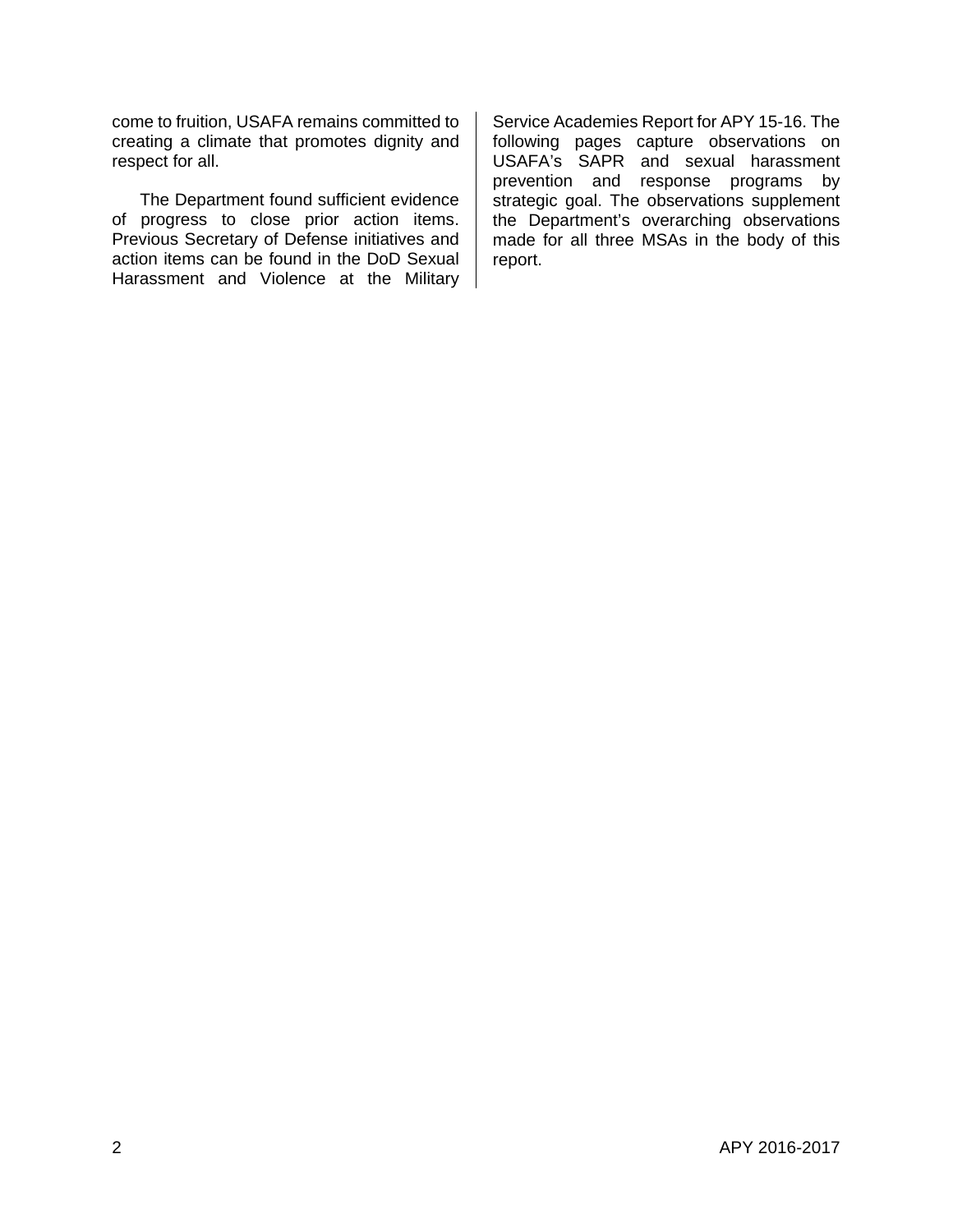come to fruition, USAFA remains committed to creating a climate that promotes dignity and respect for all.

The Department found sufficient evidence of progress to close prior action items. Previous Secretary of Defense initiatives and action items can be found in the DoD Sexual Harassment and Violence at the Military Service Academies Report for APY 15-16. The following pages capture observations on USAFA's SAPR and sexual harassment prevention and response programs by strategic goal. The observations supplement the Department's overarching observations made for all three MSAs in the body of this report.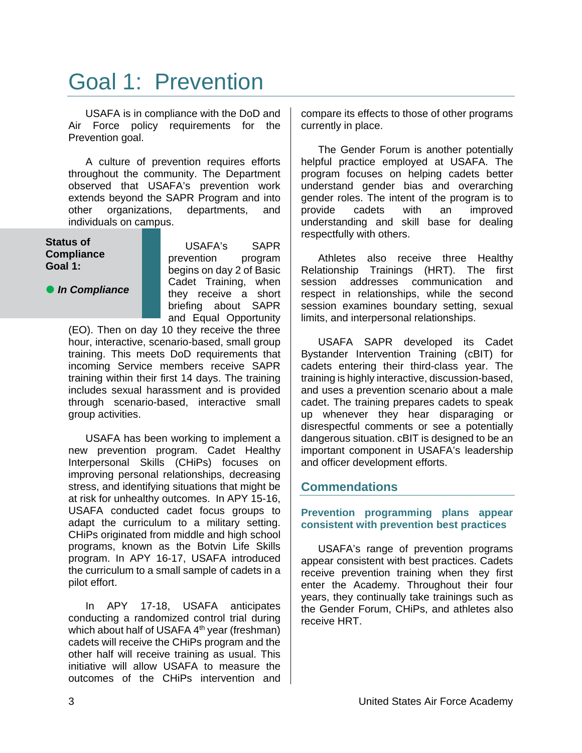# Goal 1: Prevention

USAFA is in compliance with the DoD and Air Force policy requirements for the Prevention goal.

A culture of prevention requires efforts throughout the community. The Department observed that USAFA's prevention work extends beyond the SAPR Program and into other organizations, departments, and individuals on campus.

**Status of Compliance Goal 1:**

● ***In Compliance***

USAFA's SAPR prevention program begins on day 2 of Basic Cadet Training, when they receive a short briefing about SAPR and Equal Opportunity (EO). Then on day 10 they receive the three hour, interactive, scenario-based, small group training. This meets DoD requirements that incoming Service members receive SAPR training within their first 14 days. The training includes sexual harassment and is provided through scenario-based, interactive small group activities.

USAFA has been working to implement a new prevention program. Cadet Healthy Interpersonal Skills (CHiPs) focuses on improving personal relationships, decreasing stress, and identifying situations that might be at risk for unhealthy outcomes. In APY 15-16, USAFA conducted cadet focus groups to adapt the curriculum to a military setting. CHiPs originated from middle and high school programs, known as the Botvin Life Skills program. In APY 16-17, USAFA introduced the curriculum to a small sample of cadets in a pilot effort.

In APY 17-18, USAFA anticipates conducting a randomized control trial during which about half of USAFA 4th year (freshman) cadets will receive the CHiPs program and the other half will receive training as usual. This initiative will allow USAFA to measure the outcomes of the CHiPs intervention and compare its effects to those of other programs currently in place.

The Gender Forum is another potentially helpful practice employed at USAFA. The program focuses on helping cadets better understand gender bias and overarching gender roles. The intent of the program is to provide cadets with an improved understanding and skill base for dealing respectfully with others.

Athletes also receive three Healthy Relationship Trainings (HRT). The first session addresses communication and respect in relationships, while the second session examines boundary setting, sexual limits, and interpersonal relationships.

USAFA SAPR developed its Cadet Bystander Intervention Training (cBIT) for cadets entering their third-class year. The training is highly interactive, discussion-based, and uses a prevention scenario about a male cadet. The training prepares cadets to speak up whenever they hear disparaging or disrespectful comments or see a potentially dangerous situation. cBIT is designed to be an important component in USAFA's leadership and officer development efforts.

## Commendations

### Prevention programming plans appear consistent with prevention best practices

USAFA's range of prevention programs appear consistent with best practices. Cadets receive prevention training when they first enter the Academy. Throughout their four years, they continually take trainings such as the Gender Forum, CHiPs, and athletes also receive HRT.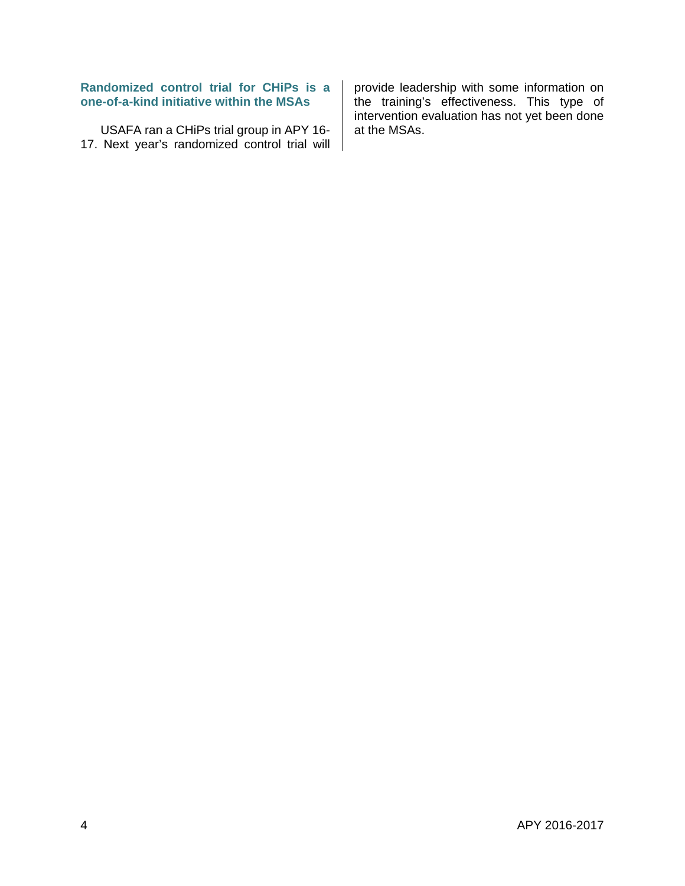### Randomized control trial for CHiPs is a one-of-a-kind initiative within the MSAs

USAFA ran a CHiPs trial group in APY 16-17. Next year's randomized control trial will provide leadership with some information on the training's effectiveness. This type of intervention evaluation has not yet been done at the MSAs.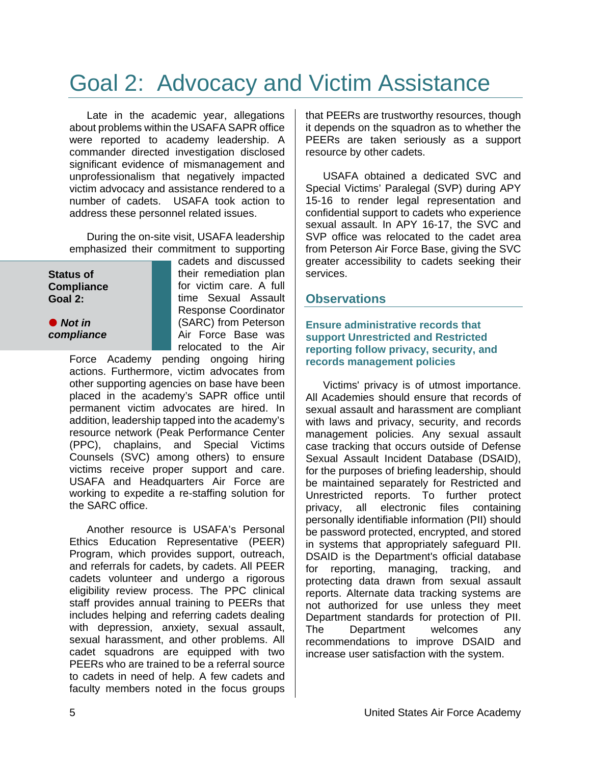# Goal 2: Advocacy and Victim Assistance

Late in the academic year, allegations about problems within the USAFA SAPR office were reported to academy leadership. A commander directed investigation disclosed significant evidence of mismanagement and unprofessionalism that negatively impacted victim advocacy and assistance rendered to a number of cadets. USAFA took action to address these personnel related issues.

During the on-site visit, USAFA leadership emphasized their commitment to supporting cadets and discussed their remediation plan for victim care. A full time Sexual Assault Response Coordinator (SARC) from Peterson Air Force Base was relocated to the Air Force Academy pending ongoing hiring actions. Furthermore, victim advocates from other supporting agencies on base have been placed in the academy's SAPR office until permanent victim advocates are hired. In addition, leadership tapped into the academy's resource network (Peak Performance Center (PPC), chaplains, and Special Victims Counsels (SVC) among others) to ensure victims receive proper support and care. USAFA and Headquarters Air Force are working to expedite a re-staffing solution for the SARC office.

> **Status of Compliance Goal 2:**
>
> ● ***Not in compliance***

Another resource is USAFA's Personal Ethics Education Representative (PEER) Program, which provides support, outreach, and referrals for cadets, by cadets. All PEER cadets volunteer and undergo a rigorous eligibility review process. The PPC clinical staff provides annual training to PEERs that includes helping and referring cadets dealing with depression, anxiety, sexual assault, sexual harassment, and other problems. All cadet squadrons are equipped with two PEERs who are trained to be a referral source to cadets in need of help. A few cadets and faculty members noted in the focus groups that PEERs are trustworthy resources, though it depends on the squadron as to whether the PEERs are taken seriously as a support resource by other cadets.

USAFA obtained a dedicated SVC and Special Victims' Paralegal (SVP) during APY 15-16 to render legal representation and confidential support to cadets who experience sexual assault. In APY 16-17, the SVC and SVP office was relocated to the cadet area from Peterson Air Force Base, giving the SVC greater accessibility to cadets seeking their services.

## Observations

### Ensure administrative records that support Unrestricted and Restricted reporting follow privacy, security, and records management policies

Victims' privacy is of utmost importance. All Academies should ensure that records of sexual assault and harassment are compliant with laws and privacy, security, and records management policies. Any sexual assault case tracking that occurs outside of Defense Sexual Assault Incident Database (DSAID), for the purposes of briefing leadership, should be maintained separately for Restricted and Unrestricted reports. To further protect privacy, all electronic files containing personally identifiable information (PII) should be password protected, encrypted, and stored in systems that appropriately safeguard PII. DSAID is the Department's official database for reporting, managing, tracking, and protecting data drawn from sexual assault reports. Alternate data tracking systems are not authorized for use unless they meet Department standards for protection of PII. The Department welcomes any recommendations to improve DSAID and increase user satisfaction with the system.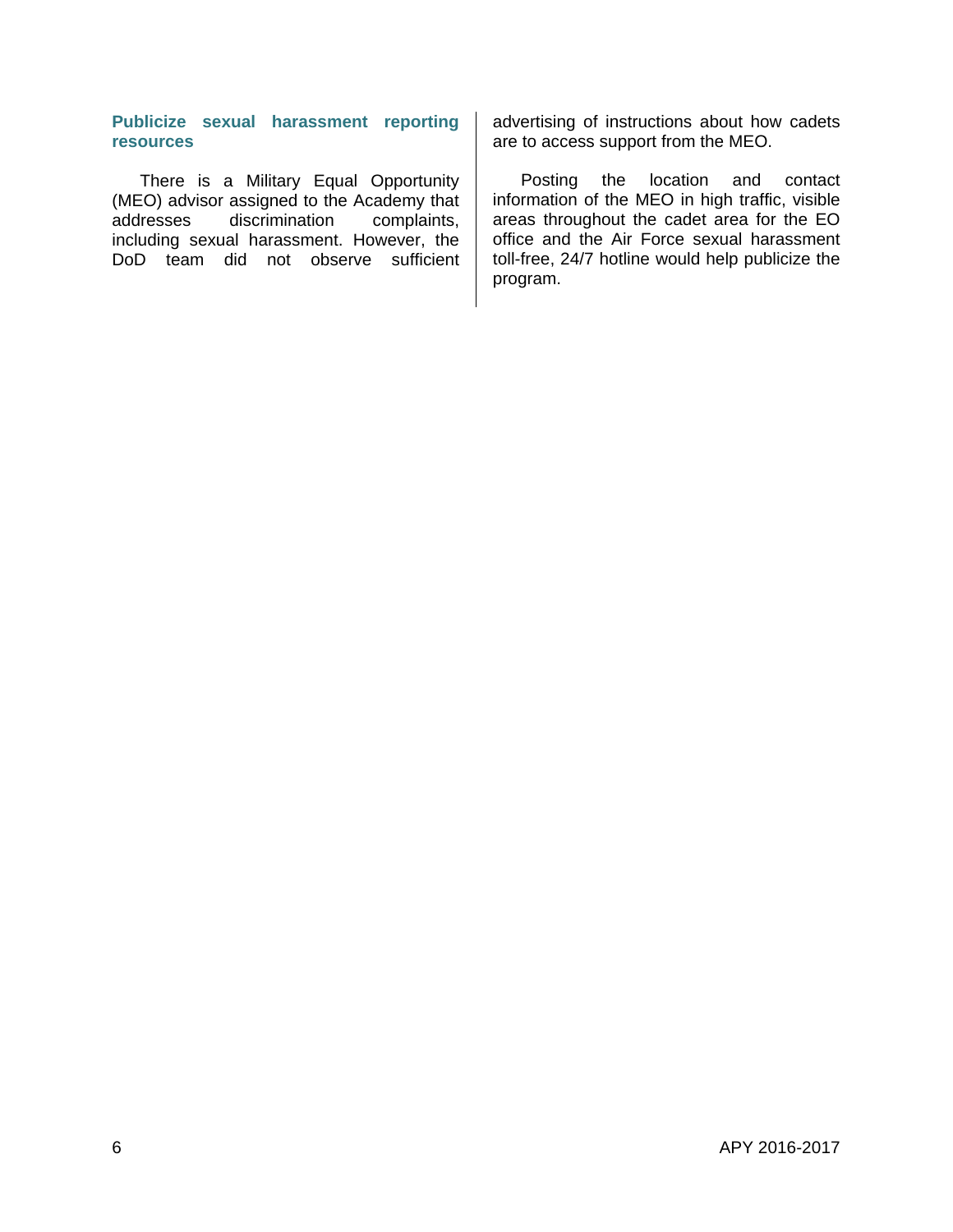### Publicize sexual harassment reporting resources

There is a Military Equal Opportunity (MEO) advisor assigned to the Academy that addresses discrimination complaints, including sexual harassment. However, the DoD team did not observe sufficient advertising of instructions about how cadets are to access support from the MEO.

Posting the location and contact information of the MEO in high traffic, visible areas throughout the cadet area for the EO office and the Air Force sexual harassment toll-free, 24/7 hotline would help publicize the program.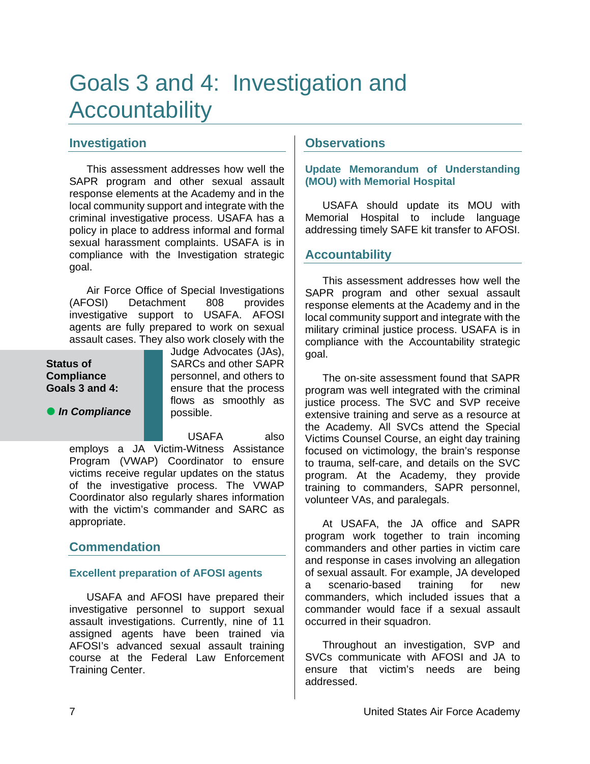# Goals 3 and 4: Investigation and Accountability

## Investigation

This assessment addresses how well the SAPR program and other sexual assault response elements at the Academy and in the local community support and integrate with the criminal investigative process. USAFA has a policy in place to address informal and formal sexual harassment complaints. USAFA is in compliance with the Investigation strategic goal.

Air Force Office of Special Investigations (AFOSI) Detachment 808 provides investigative support to USAFA. AFOSI agents are fully prepared to work on sexual assault cases. They also work closely with the Judge Advocates (JAs), SARCs and other SAPR personnel, and others to ensure that the process flows as smoothly as possible.

**Status of Compliance Goals 3 and 4:**

● ***In Compliance***

USAFA also employs a JA Victim-Witness Assistance Program (VWAP) Coordinator to ensure victims receive regular updates on the status of the investigative process. The VWAP Coordinator also regularly shares information with the victim's commander and SARC as appropriate.

## Commendation

### Excellent preparation of AFOSI agents

USAFA and AFOSI have prepared their investigative personnel to support sexual assault investigations. Currently, nine of 11 assigned agents have been trained via AFOSI's advanced sexual assault training course at the Federal Law Enforcement Training Center.

## Observations

### Update Memorandum of Understanding (MOU) with Memorial Hospital

USAFA should update its MOU with Memorial Hospital to include language addressing timely SAFE kit transfer to AFOSI.

## Accountability

This assessment addresses how well the SAPR program and other sexual assault response elements at the Academy and in the local community support and integrate with the military criminal justice process. USAFA is in compliance with the Accountability strategic goal.

The on-site assessment found that SAPR program was well integrated with the criminal justice process. The SVC and SVP receive extensive training and serve as a resource at the Academy. All SVCs attend the Special Victims Counsel Course, an eight day training focused on victimology, the brain's response to trauma, self-care, and details on the SVC program. At the Academy, they provide training to commanders, SAPR personnel, volunteer VAs, and paralegals.

At USAFA, the JA office and SAPR program work together to train incoming commanders and other parties in victim care and response in cases involving an allegation of sexual assault. For example, JA developed a scenario-based training for new commanders, which included issues that a commander would face if a sexual assault occurred in their squadron.

Throughout an investigation, SVP and SVCs communicate with AFOSI and JA to ensure that victim's needs are being addressed.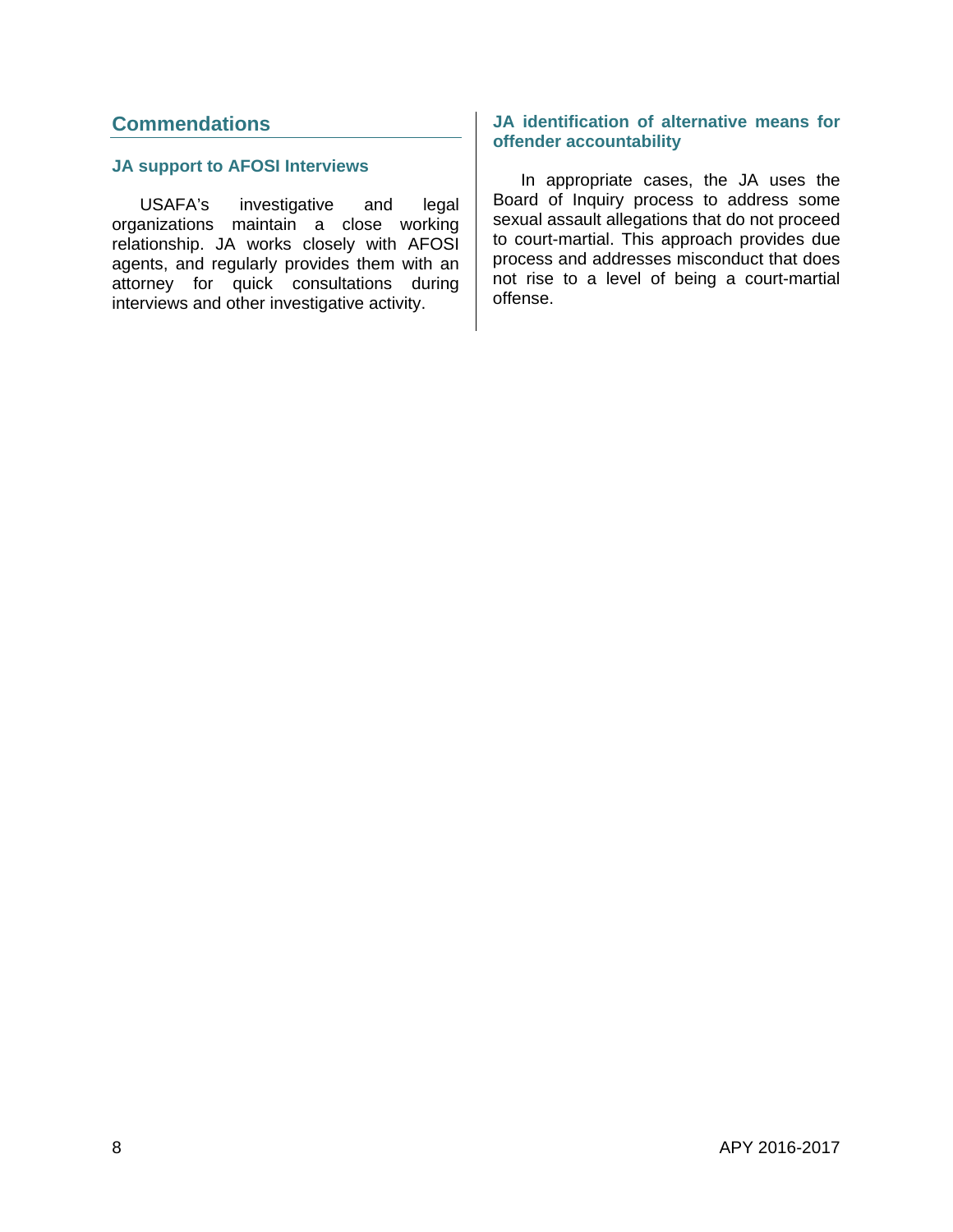## Commendations

### JA support to AFOSI Interviews

USAFA's investigative and legal organizations maintain a close working relationship. JA works closely with AFOSI agents, and regularly provides them with an attorney for quick consultations during interviews and other investigative activity.

### JA identification of alternative means for offender accountability

In appropriate cases, the JA uses the Board of Inquiry process to address some sexual assault allegations that do not proceed to court-martial. This approach provides due process and addresses misconduct that does not rise to a level of being a court-martial offense.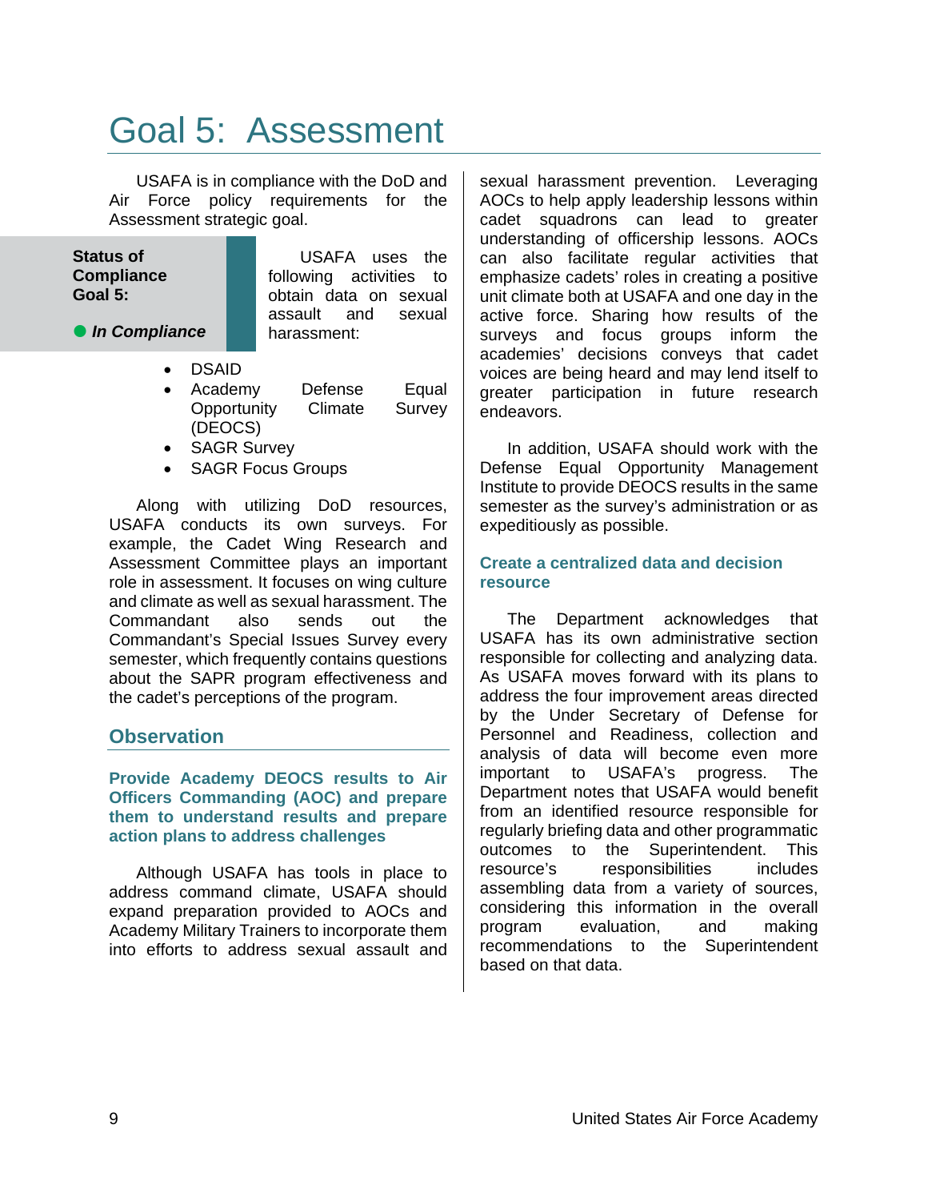# Goal 5: Assessment

USAFA is in compliance with the DoD and Air Force policy requirements for the Assessment strategic goal.

**Status of Compliance Goal 5:**

● ***In Compliance***

USAFA uses the following activities to obtain data on sexual assault and sexual harassment:

- DSAID
- Academy Defense Equal Opportunity Climate Survey (DEOCS)
- SAGR Survey
- SAGR Focus Groups

Along with utilizing DoD resources, USAFA conducts its own surveys. For example, the Cadet Wing Research and Assessment Committee plays an important role in assessment. It focuses on wing culture and climate as well as sexual harassment. The Commandant also sends out the Commandant's Special Issues Survey every semester, which frequently contains questions about the SAPR program effectiveness and the cadet's perceptions of the program.

## Observation

### Provide Academy DEOCS results to Air Officers Commanding (AOC) and prepare them to understand results and prepare action plans to address challenges

Although USAFA has tools in place to address command climate, USAFA should expand preparation provided to AOCs and Academy Military Trainers to incorporate them into efforts to address sexual assault and sexual harassment prevention. Leveraging AOCs to help apply leadership lessons within cadet squadrons can lead to greater understanding of officership lessons. AOCs can also facilitate regular activities that emphasize cadets' roles in creating a positive unit climate both at USAFA and one day in the active force. Sharing how results of the surveys and focus groups inform the academies' decisions conveys that cadet voices are being heard and may lend itself to greater participation in future research endeavors.

In addition, USAFA should work with the Defense Equal Opportunity Management Institute to provide DEOCS results in the same semester as the survey's administration or as expeditiously as possible.

### Create a centralized data and decision resource

The Department acknowledges that USAFA has its own administrative section responsible for collecting and analyzing data. As USAFA moves forward with its plans to address the four improvement areas directed by the Under Secretary of Defense for Personnel and Readiness, collection and analysis of data will become even more important to USAFA's progress. The Department notes that USAFA would benefit from an identified resource responsible for regularly briefing data and other programmatic outcomes to the Superintendent. This resource's responsibilities includes assembling data from a variety of sources, considering this information in the overall program evaluation, and making recommendations to the Superintendent based on that data.